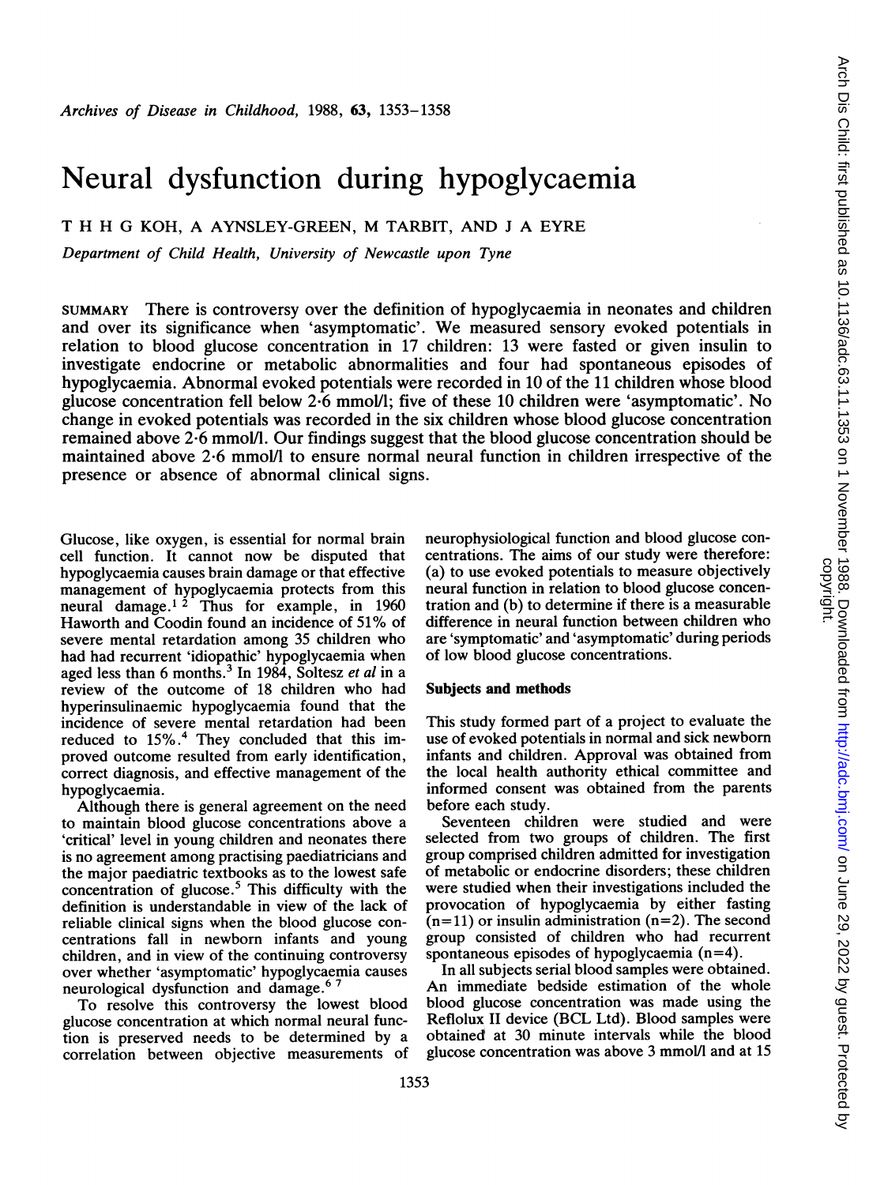# Neural dysfunction during hypoglycaemia

T H H G KOH, A AYNSLEY-GREEN, M TARBIT, AND J A EYRE

*Department of Child Health, University of Newcastle upon Tyne*

SUMMARY There is controversy over the definition of hypoglycaemia in neonates and children and over its significance when 'asymptomatic'. We measured sensory evoked potentials in relation to blood glucose concentration in 17 children: 13 were fasted or given insulin to investigate endocrine or metabolic abnormalities and four had spontaneous episodes of hypoglycaemia. Abnormal evoked potentials were recorded in 10 of the 11 children whose blood glucose concentration fell below 2·6 mmol/l; five of these 10 children were 'asymptomatic'. No change in evoked potentials was recorded in the six children whose blood glucose concentration remained above 2·6 mmol/l. Our findings suggest that the blood glucose concentration should be maintained above 2·6 mmol/l to ensure normal neural function in children irrespective of the presence or absence of abnormal clinical signs.

Glucose, like oxygen, is essential for normal brain cell function. It cannot now be disputed that hypoglycaemia causes brain damage or that effective management of hypoglycaemia protects from this neural damage.[1 2] Thus for example, in 1960 Haworth and Coodin found an incidence of 51% of severe mental retardation among 35 children who had had recurrent 'idiopathic' hypoglycaemia when aged less than 6 months.[3] In 1984, Soltesz *et al* in a review of the outcome of 18 children who had hyperinsulinaemic hypoglycaemia found that the incidence of severe mental retardation had been reduced to 15%.[4] They concluded that this improved outcome resulted from early identification, correct diagnosis, and effective management of the hypoglycaemia.

Although there is general agreement on the need to maintain blood glucose concentrations above a 'critical' level in young children and neonates there is no agreement among practising paediatricians and the major paediatric textbooks as to the lowest safe concentration of glucose.[5] This difficulty with the definition is understandable in view of the lack of reliable clinical signs when the blood glucose concentrations fall in newborn infants and young children, and in view of the continuing controversy over whether 'asymptomatic' hypoglycaemia causes neurological dysfunction and damage.[6 7]

To resolve this controversy the lowest blood glucose concentration at which normal neural function is preserved needs to be determined by a correlation between objective measurements of neurophysiological function and blood glucose concentrations. The aims of our study were therefore: (a) to use evoked potentials to measure objectively neural function in relation to blood glucose concentration and (b) to determine if there is a measurable difference in neural function between children who are 'symptomatic' and 'asymptomatic' during periods of low blood glucose concentrations.

## Subjects and methods

This study formed part of a project to evaluate the use of evoked potentials in normal and sick newborn infants and children. Approval was obtained from the local health authority ethical committee and informed consent was obtained from the parents before each study.

Seventeen children were studied and were selected from two groups of children. The first group comprised children admitted for investigation of metabolic or endocrine disorders; these children were studied when their investigations included the provocation of hypoglycaemia by either fasting (n=11) or insulin administration (n=2). The second group consisted of children who had recurrent spontaneous episodes of hypoglycaemia (n=4).

In all subjects serial blood samples were obtained. An immediate bedside estimation of the whole blood glucose concentration was made using the Reflolux II device (BCL Ltd). Blood samples were obtained at 30 minute intervals while the blood glucose concentration was above 3 mmol/l and at 15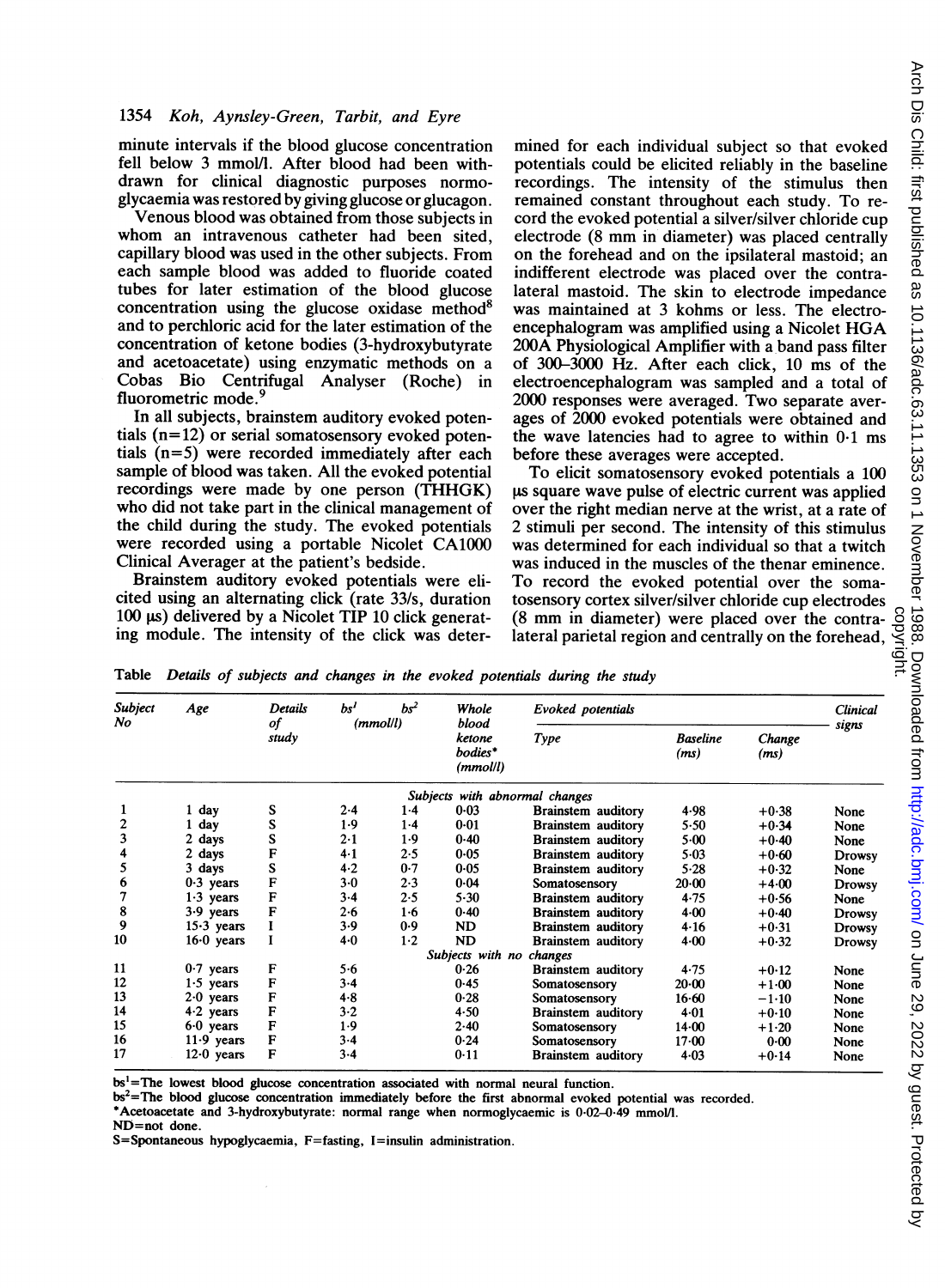minute intervals if the blood glucose concentration fell below 3 mmol/l. After blood had been withdrawn for clinical diagnostic purposes normoglycaemia was restored by giving glucose or glucagon.

Venous blood was obtained from those subjects in whom an intravenous catheter had been sited, capillary blood was used in the other subjects. From each sample blood was added to fluoride coated tubes for later estimation of the blood glucose concentration using the glucose oxidase method[8] and to perchloric acid for the later estimation of the concentration of ketone bodies (3-hydroxybutyrate and acetoacetate) using enzymatic methods on a Cobas Bio Centrifugal Analyser (Roche) in fluorometric mode.[9]

In all subjects, brainstem auditory evoked potentials (n=12) or serial somatosensory evoked potentials (n=5) were recorded immediately after each sample of blood was taken. All the evoked potential recordings were made by one person (THHGK) who did not take part in the clinical management of the child during the study. The evoked potentials were recorded using a portable Nicolet CA1000 Clinical Averager at the patient's bedside.

Brainstem auditory evoked potentials were elicited using an alternating click (rate 33/s, duration 100 μs) delivered by a Nicolet TIP 10 click generating module. The intensity of the click was determined for each individual subject so that evoked potentials could be elicited reliably in the baseline recordings. The intensity of the stimulus then remained constant throughout each study. To record the evoked potential a silver/silver chloride cup electrode (8 mm in diameter) was placed centrally on the forehead and on the ipsilateral mastoid; an indifferent electrode was placed over the contralateral mastoid. The skin to electrode impedance was maintained at 3 kohms or less. The electroencephalogram was amplified using a Nicolet HGA 200A Physiological Amplifier with a band pass filter of 300–3000 Hz. After each click, 10 ms of the electroencephalogram was sampled and a total of 2000 responses were averaged. Two separate averages of 2000 evoked potentials were obtained and the wave latencies had to agree to within 0·1 ms before these averages were accepted.

To elicit somatosensory evoked potentials a 100 μs square wave pulse of electric current was applied over the right median nerve at the wrist, at a rate of 2 stimuli per second. The intensity of this stimulus was determined for each individual so that a twitch was induced in the muscles of the thenar eminence. To record the evoked potential over the somatosensory cortex silver/silver chloride cup electrodes (8 mm in diameter) were placed over the contralateral parietal region and centrally on the forehead,

Table *Details of subjects and changes in the evoked potentials during the study*

| Subject No | Age | Details of study | bs[1] (mmol/l) | bs[2] (mmol/l) | Whole blood ketone bodies* (mmol/l) | Evoked potentials: Type | Baseline (ms) | Change (ms) | Clinical signs |
|---|---|---|---|---|---|---|---|---|---|
| | | | | | *Subjects with abnormal changes* | | | | |
| 1 | 1 day | S | 2·4 | 1·4 | 0·03 | Brainstem auditory | 4·98 | +0·38 | None |
| 2 | 1 day | S | 1·9 | 1·4 | 0·01 | Brainstem auditory | 5·50 | +0·34 | None |
| 3 | 2 days | S | 2·1 | 1·9 | 0·40 | Brainstem auditory | 5·00 | +0·40 | None |
| 4 | 2 days | F | 4·1 | 2·5 | 0·05 | Brainstem auditory | 5·03 | +0·60 | Drowsy |
| 5 | 3 days | S | 4·2 | 0·7 | 0·05 | Brainstem auditory | 5·28 | +0·32 | None |
| 6 | 0·3 years | F | 3·0 | 2·3 | 0·04 | Somatosensory | 20·00 | +4·00 | Drowsy |
| 7 | 1·3 years | F | 3·4 | 2·5 | 5·30 | Brainstem auditory | 4·75 | +0·56 | None |
| 8 | 3·9 years | F | 2·6 | 1·6 | 0·40 | Brainstem auditory | 4·00 | +0·40 | Drowsy |
| 9 | 15·3 years | I | 3·9 | 0·9 | ND | Brainstem auditory | 4·16 | +0·31 | Drowsy |
| 10 | 16·0 years | I | 4·0 | 1·2 | ND | Brainstem auditory | 4·00 | +0·32 | Drowsy |
| | | | | | *Subjects with no changes* | | | | |
| 11 | 0·7 years | F | 5·6 | | 0·26 | Brainstem auditory | 4·75 | +0·12 | None |
| 12 | 1·5 years | F | 3·4 | | 0·45 | Somatosensory | 20·00 | +1·00 | None |
| 13 | 2·0 years | F | 4·8 | | 0·28 | Somatosensory | 16·60 | −1·10 | None |
| 14 | 4·2 years | F | 3·2 | | 4·50 | Brainstem auditory | 4·01 | +0·10 | None |
| 15 | 6·0 years | F | 1·9 | | 2·40 | Somatosensory | 14·00 | +1·20 | None |
| 16 | 11·9 years | F | 3·4 | | 0·24 | Somatosensory | 17·00 | 0·00 | None |
| 17 | 12·0 years | F | 3·4 | | 0·11 | Brainstem auditory | 4·03 | +0·14 | None |

bs[1]=The lowest blood glucose concentration associated with normal neural function.
bs[2]=The blood glucose concentration immediately before the first abnormal evoked potential was recorded.
*Acetoacetate and 3-hydroxybutyrate: normal range when normoglycaemic is 0·02–0·49 mmol/l.
ND=not done.
S=Spontaneous hypoglycaemia, F=fasting, I=insulin administration.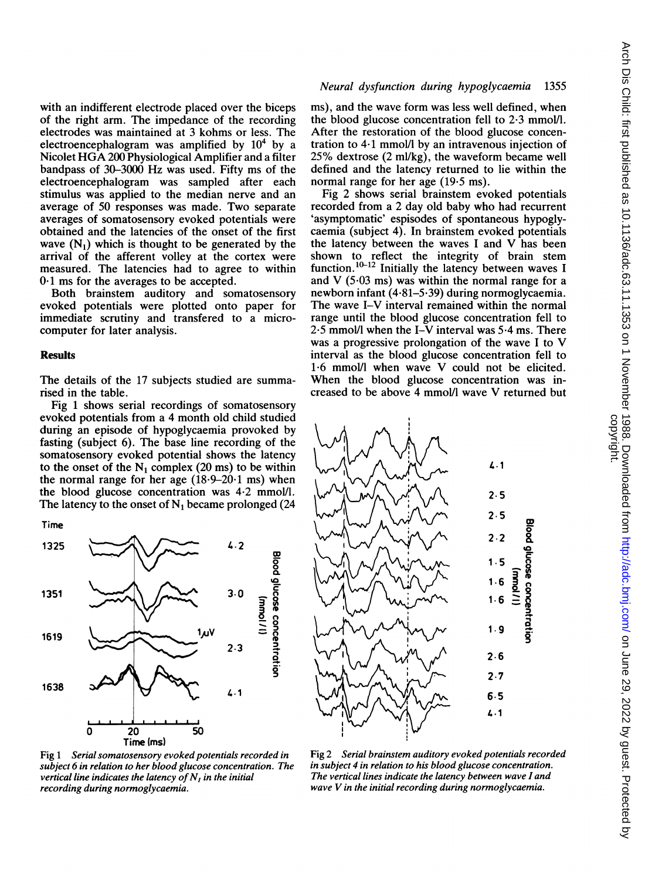with an indifferent electrode placed over the biceps of the right arm. The impedance of the recording electrodes was maintained at 3 kohms or less. The electroencephalogram was amplified by $10^4$ by a Nicolet HGA 200 Physiological Amplifier and a filter bandpass of 30–3000 Hz was used. Fifty ms of the electroencephalogram was sampled after each stimulus was applied to the median nerve and an average of 50 responses was made. Two separate averages of somatosensory evoked potentials were obtained and the latencies of the onset of the first wave ($N_1$) which is thought to be generated by the arrival of the afferent volley at the cortex were measured. The latencies had to agree to within 0·1 ms for the averages to be accepted.

Both brainstem auditory and somatosensory evoked potentials were plotted onto paper for immediate scrutiny and transfered to a microcomputer for later analysis.

## Results

The details of the 17 subjects studied are summarised in the table.

Fig 1 shows serial recordings of somatosensory evoked potentials from a 4 month old child studied during an episode of hypoglycaemia provoked by fasting (subject 6). The base line recording of the somatosensory evoked potential shows the latency to the onset of the $N_1$ complex (20 ms) to be within the normal range for her age (18·9–20·1 ms) when the blood glucose concentration was 4·2 mmol/l. The latency to the onset of $N_1$ became prolonged (24 ms), and the wave form was less well defined, when the blood glucose concentration fell to 2·3 mmol/l. After the restoration of the blood glucose concentration to 4·1 mmol/l by an intravenous injection of 25% dextrose (2 ml/kg), the waveform became well defined and the latency returned to lie within the normal range for her age (19·5 ms).

*Fig 1 Serial somatosensory evoked potentials recorded in subject 6 in relation to her blood glucose concentration. The vertical line indicates the latency of $N_1$ in the initial recording during normoglycaemia.*

Fig 2 shows serial brainstem evoked potentials recorded from a 2 day old baby who had recurrent 'asymptomatic' espisodes of spontaneous hypoglycaemia (subject 4). In brainstem evoked potentials the latency between the waves I and V has been shown to reflect the integrity of brain stem function.[10–12] Initially the latency between waves I and V (5·03 ms) was within the normal range for a newborn infant (4·81–5·39) during normoglycaemia. The wave I–V interval remained within the normal range until the blood glucose concentration fell to 2·5 mmol/l when the I–V interval was 5·4 ms. There was a progressive prolongation of the wave I to V interval as the blood glucose concentration fell to 1·6 mmol/l when wave V could not be elicited. When the blood glucose concentration was increased to be above 4 mmol/l wave V returned but

*Fig 2 Serial brainstem auditory evoked potentials recorded in subject 4 in relation to his blood glucose concentration. The vertical lines indicate the latency between wave I and wave V in the initial recording during normoglycaemia.*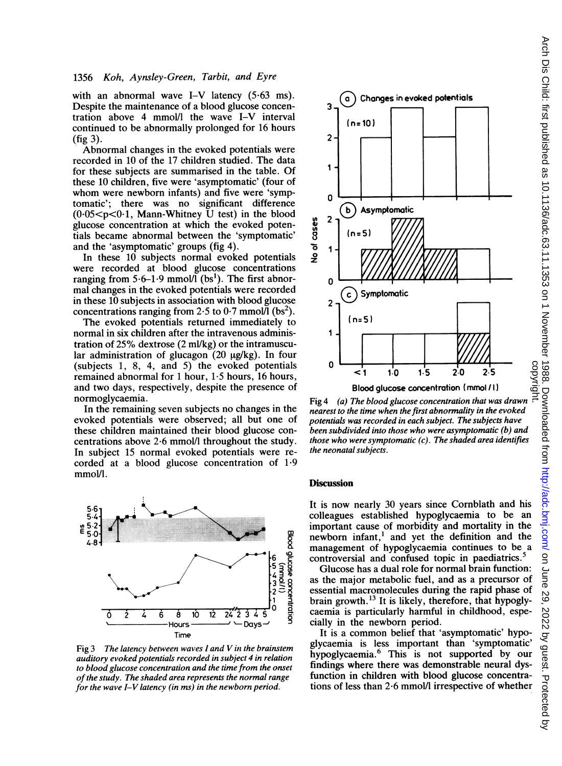with an abnormal wave I–V latency (5·63 ms). Despite the maintenance of a blood glucose concentration above 4 mmol/l the wave I–V interval continued to be abnormally prolonged for 16 hours (fig 3).

Abnormal changes in the evoked potentials were recorded in 10 of the 17 children studied. The data for these subjects are summarised in the table. Of these 10 children, five were 'asymptomatic' (four of whom were newborn infants) and five were 'symptomatic'; there was no significant difference (0·05<p<0·1, Mann-Whitney U test) in the blood glucose concentration at which the evoked potentials became abnormal between the 'symptomatic' and the 'asymptomatic' groups (fig 4).

In these 10 subjects normal evoked potentials were recorded at blood glucose concentrations ranging from 5·6–1·9 mmol/l (bs[1]). The first abnormal changes in the evoked potentials were recorded in these 10 subjects in association with blood glucose concentrations ranging from 2·5 to 0·7 mmol/l (bs[2]).

The evoked potentials returned immediately to normal in six children after the intravenous administration of 25% dextrose (2 ml/kg) or the intramuscular administration of glucagon (20 μg/kg). In four (subjects 1, 8, 4, and 5) the evoked potentials remained abnormal for 1 hour, 1·5 hours, 16 hours, and two days, respectively, despite the presence of normoglycaemia.

In the remaining seven subjects no changes in the evoked potentials were observed; all but one of these children maintained their blood glucose concentrations above 2·6 mmol/l throughout the study. In subject 15 normal evoked potentials were recorded at a blood glucose concentration of 1·9 mmol/l.

Fig 3 *The latency between waves I and V in the brainstem auditory evoked potentials recorded in subject 4 in relation to blood glucose concentration and the time from the onset of the study. The shaded area represents the normal range for the wave I–V latency (in ms) in the newborn period.*

Fig 4 *(a) The blood glucose concentration that was drawn nearest to the time when the first abnormality in the evoked potentials was recorded in each subject. The subjects have been subdivided into those who were asymptomatic (b) and those who were symptomatic (c). The shaded area identifies the neonatal subjects.*

## Discussion

It is now nearly 30 years since Cornblath and his colleagues established hypoglycaemia to be an important cause of morbidity and mortality in the newborn infant,[1] and yet the definition and the management of hypoglycaemia continues to be a controversial and confused topic in paediatrics.[5]

Glucose has a dual role for normal brain function: as the major metabolic fuel, and as a precursor of essential macromolecules during the rapid phase of brain growth.[13] It is likely, therefore, that hypoglycaemia is particularly harmful in childhood, especially in the newborn period.

It is a common belief that 'asymptomatic' hypoglycaemia is less important than 'symptomatic' hypoglycaemia.[6] This is not supported by our findings where there was demonstrable neural dysfunction in children with blood glucose concentrations of less than 2·6 mmol/l irrespective of whether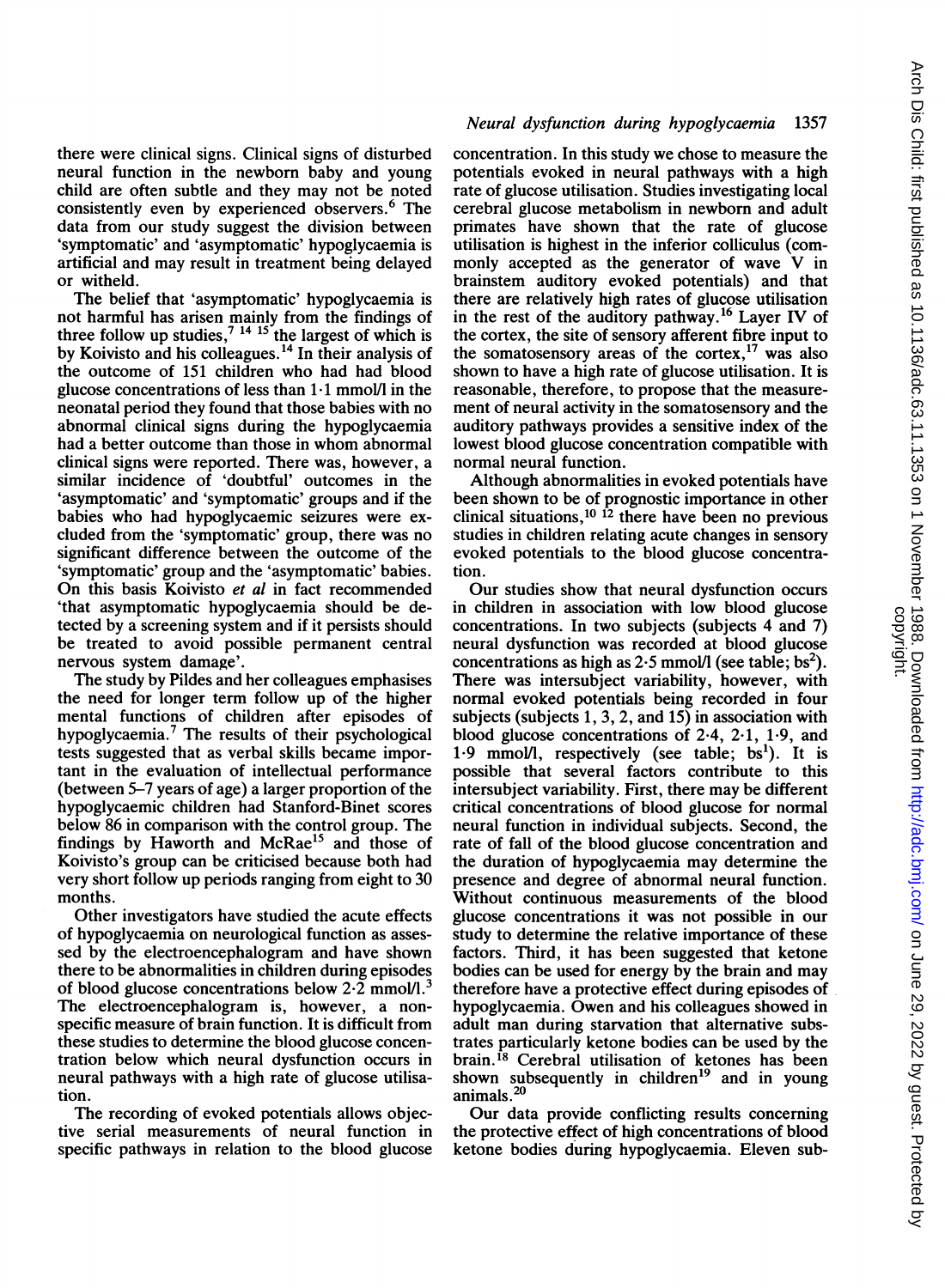there were clinical signs. Clinical signs of disturbed neural function in the newborn baby and young child are often subtle and they may not be noted consistently even by experienced observers.[6] The data from our study suggest the division between 'symptomatic' and 'asymptomatic' hypoglycaemia is artificial and may result in treatment being delayed or witheld.

The belief that 'asymptomatic' hypoglycaemia is not harmful has arisen mainly from the findings of three follow up studies,[7 14 15] the largest of which is by Koivisto and his colleagues.[14] In their analysis of the outcome of 151 children who had had blood glucose concentrations of less than 1·1 mmol/l in the neonatal period they found that those babies with no abnormal clinical signs during the hypoglycaemia had a better outcome than those in whom abnormal clinical signs were reported. There was, however, a similar incidence of 'doubtful' outcomes in the 'asymptomatic' and 'symptomatic' groups and if the babies who had hypoglycaemic seizures were excluded from the 'symptomatic' group, there was no significant difference between the outcome of the 'symptomatic' group and the 'asymptomatic' babies. On this basis Koivisto *et al* in fact recommended 'that asymptomatic hypoglycaemia should be detected by a screening system and if it persists should be treated to avoid possible permanent central nervous system damage'.

The study by Pildes and her colleagues emphasises the need for longer term follow up of the higher mental functions of children after episodes of hypoglycaemia.[7] The results of their psychological tests suggested that as verbal skills became important in the evaluation of intellectual performance (between 5–7 years of age) a larger proportion of the hypoglycaemic children had Stanford-Binet scores below 86 in comparison with the control group. The findings by Haworth and McRae[15] and those of Koivisto's group can be criticised because both had very short follow up periods ranging from eight to 30 months.

Other investigators have studied the acute effects of hypoglycaemia on neurological function as assessed by the electroencephalogram and have shown there to be abnormalities in children during episodes of blood glucose concentrations below 2·2 mmol/l.[3] The electroencephalogram is, however, a nonspecific measure of brain function. It is difficult from these studies to determine the blood glucose concentration below which neural dysfunction occurs in neural pathways with a high rate of glucose utilisation.

The recording of evoked potentials allows objective serial measurements of neural function in specific pathways in relation to the blood glucose concentration. In this study we chose to measure the potentials evoked in neural pathways with a high rate of glucose utilisation. Studies investigating local cerebral glucose metabolism in newborn and adult primates have shown that the rate of glucose utilisation is highest in the inferior colliculus (commonly accepted as the generator of wave V in brainstem auditory evoked potentials) and that there are relatively high rates of glucose utilisation in the rest of the auditory pathway.[16] Layer IV of the cortex, the site of sensory afferent fibre input to the somatosensory areas of the cortex,[17] was also shown to have a high rate of glucose utilisation. It is reasonable, therefore, to propose that the measurement of neural activity in the somatosensory and the auditory pathways provides a sensitive index of the lowest blood glucose concentration compatible with normal neural function.

Although abnormalities in evoked potentials have been shown to be of prognostic importance in other clinical situations,[10 12] there have been no previous studies in children relating acute changes in sensory evoked potentials to the blood glucose concentration.

Our studies show that neural dysfunction occurs in children in association with low blood glucose concentrations. In two subjects (subjects 4 and 7) neural dysfunction was recorded at blood glucose concentrations as high as 2·5 mmol/l (see table; $bs^2$). There was intersubject variability, however, with normal evoked potentials being recorded in four subjects (subjects 1, 3, 2, and 15) in association with blood glucose concentrations of 2·4, 2·1, 1·9, and 1·9 mmol/l, respectively (see table; $bs^1$). It is possible that several factors contribute to this intersubject variability. First, there may be different critical concentrations of blood glucose for normal neural function in individual subjects. Second, the rate of fall of the blood glucose concentration and the duration of hypoglycaemia may determine the presence and degree of abnormal neural function. Without continuous measurements of the blood glucose concentrations it was not possible in our study to determine the relative importance of these factors. Third, it has been suggested that ketone bodies can be used for energy by the brain and may therefore have a protective effect during episodes of hypoglycaemia. Owen and his colleagues showed in adult man during starvation that alternative substrates particularly ketone bodies can be used by the brain.[18] Cerebral utilisation of ketones has been shown subsequently in children[19] and in young animals.[20]

Our data provide conflicting results concerning the protective effect of high concentrations of blood ketone bodies during hypoglycaemia. Eleven sub-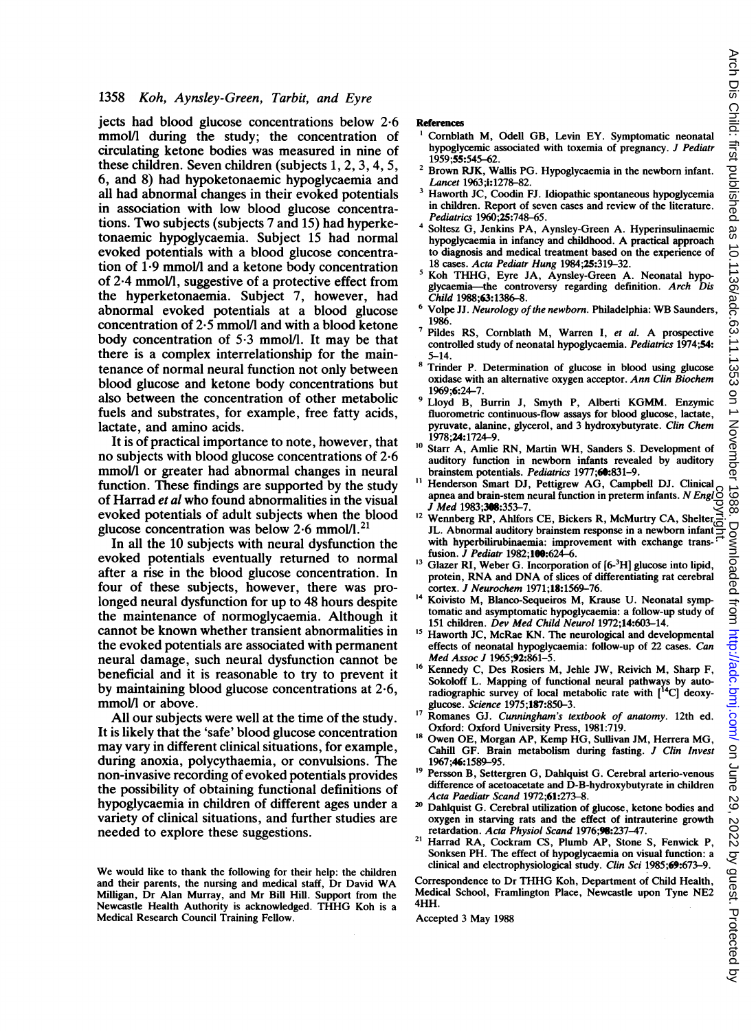jects had blood glucose concentrations below 2·6 mmol/l during the study; the concentration of circulating ketone bodies was measured in nine of these children. Seven children (subjects 1, 2, 3, 4, 5, 6, and 8) had hypoketonaemic hypoglycaemia and all had abnormal changes in their evoked potentials in association with low blood glucose concentrations. Two subjects (subjects 7 and 15) had hyperketonaemic hypoglycaemia. Subject 15 had normal evoked potentials with a blood glucose concentration of 1·9 mmol/l and a ketone body concentration of 2·4 mmol/l, suggestive of a protective effect from the hyperketonaemia. Subject 7, however, had abnormal evoked potentials at a blood glucose concentration of 2·5 mmol/l and with a blood ketone body concentration of 5·3 mmol/l. It may be that there is a complex interrelationship for the maintenance of normal neural function not only between blood glucose and ketone body concentrations but also between the concentration of other metabolic fuels and substrates, for example, free fatty acids, lactate, and amino acids.

It is of practical importance to note, however, that no subjects with blood glucose concentrations of 2·6 mmol/l or greater had abnormal changes in neural function. These findings are supported by the study of Harrad *et al* who found abnormalities in the visual evoked potentials of adult subjects when the blood glucose concentration was below 2·6 mmol/l.[21]

In all the 10 subjects with neural dysfunction the evoked potentials eventually returned to normal after a rise in the blood glucose concentration. In four of these subjects, however, there was prolonged neural dysfunction for up to 48 hours despite the maintenance of normoglycaemia. Although it cannot be known whether transient abnormalities in the evoked potentials are associated with permanent neural damage, such neural dysfunction cannot be beneficial and it is reasonable to try to prevent it by maintaining blood glucose concentrations at 2·6, mmol/l or above.

All our subjects were well at the time of the study. It is likely that the 'safe' blood glucose concentration may vary in different clinical situations, for example, during anoxia, polycythaemia, or convulsions. The non-invasive recording of evoked potentials provides the possibility of obtaining functional definitions of hypoglycaemia in children of different ages under a variety of clinical situations, and further studies are needed to explore these suggestions.

We would like to thank the following for their help: the children and their parents, the nursing and medical staff, Dr David WA Milligan, Dr Alan Murray, and Mr Bill Hill. Support from the Newcastle Health Authority is acknowledged. THHG Koh is a Medical Research Council Training Fellow.

## References

1. Cornblath M, Odell GB, Levin EY. Symptomatic neonatal hypoglycemic associated with toxemia of pregnancy. *J Pediatr* 1959;**55**:545–62.
2. Brown RJK, Wallis PG. Hypoglycaemia in the newborn infant. *Lancet* 1963;**i**:1278–82.
3. Haworth JC, Coodin FJ. Idiopathic spontaneous hypoglycemia in children. Report of seven cases and review of the literature. *Pediatrics* 1960;**25**:748–65.
4. Soltesz G, Jenkins PA, Aynsley-Green A. Hyperinsulinaemic hypoglycaemia in infancy and childhood. A practical approach to diagnosis and medical treatment based on the experience of 18 cases. *Acta Pediatr Hung* 1984;**25**:319–32.
5. Koh THHG, Eyre JA, Aynsley-Green A. Neonatal hypoglycaemia—the controversy regarding definition. *Arch Dis Child* 1988;**63**:1386–8.
6. Volpe JJ. *Neurology of the newborn*. Philadelphia: WB Saunders, 1986.
7. Pildes RS, Cornblath M, Warren I, *et al.* A prospective controlled study of neonatal hypoglycaemia. *Pediatrics* 1974;**54**: 5–14.
8. Trinder P. Determination of glucose in blood using glucose oxidase with an alternative oxygen acceptor. *Ann Clin Biochem* 1969;**6**:24–7.
9. Lloyd B, Burrin J, Smyth P, Alberti KGMM. Enzymic fluorometric continuous-flow assays for blood glucose, lactate, pyruvate, alanine, glycerol, and 3 hydroxybutyrate. *Clin Chem* 1978;**24**:1724–9.
10. Starr A, Amlie RN, Martin WH, Sanders S. Development of auditory function in newborn infants revealed by auditory brainstem potentials. *Pediatrics* 1977;**60**:831–9.
11. Henderson Smart DJ, Pettigrew AG, Campbell DJ. Clinical apnea and brain-stem neural function in preterm infants. *N Engl J Med* 1983;**308**:353–7.
12. Wennberg RP, Ahlfors CE, Bickers R, McMurtry CA, Shelter JL. Abnormal auditory brainstem response in a newborn infant with hyperbilirubinaemia: improvement with exchange transfusion. *J Pediatr* 1982;**100**:624–6.
13. Glazer RI, Weber G. Incorporation of [6-$^3$H] glucose into lipid, protein, RNA and DNA of slices of differentiating rat cerebral cortex. *J Neurochem* 1971;**18**:1569–76.
14. Koivisto M, Blanco-Sequeiros M, Krause U. Neonatal symptomatic and asymptomatic hypoglycaemia: a follow-up study of 151 children. *Dev Med Child Neurol* 1972;**14**:603–14.
15. Haworth JC, McRae KN. The neurological and developmental effects of neonatal hypoglycaemia: follow-up of 22 cases. *Can Med Assoc J* 1965;**92**:861–5.
16. Kennedy C, Des Rosiers M, Jehle JW, Reivich M, Sharp F, Sokoloff L. Mapping of functional neural pathways by autoradiographic survey of local metabolic rate with [$^{14}$C] deoxyglucose. *Science* 1975;**187**:850–3.
17. Romanes GJ. *Cunningham's textbook of anatomy*. 12th ed. Oxford: Oxford University Press, 1981:719.
18. Owen OE, Morgan AP, Kemp HG, Sullivan JM, Herrera MG, Cahill GF. Brain metabolism during fasting. *J Clin Invest* 1967;**46**:1589–95.
19. Persson B, Settergren G, Dahlquist G. Cerebral arterio-venous difference of acetoacetate and D-B-hydroxybutyrate in children *Acta Paediatr Scand* 1972;**61**:273–8.
20. Dahlquist G. Cerebral utilization of glucose, ketone bodies and oxygen in starving rats and the effect of intrauterine growth retardation. *Acta Physiol Scand* 1976;**98**:237–47.
21. Harrad RA, Cockram CS, Plumb AP, Stone S, Fenwick P, Sonksen PH. The effect of hypoglycaemia on visual function: a clinical and electrophysiological study. *Clin Sci* 1985;**69**:673–9.

Correspondence to Dr THHG Koh, Department of Child Health, Medical School, Framlington Place, Newcastle upon Tyne NE2 4HH.

Accepted 3 May 1988